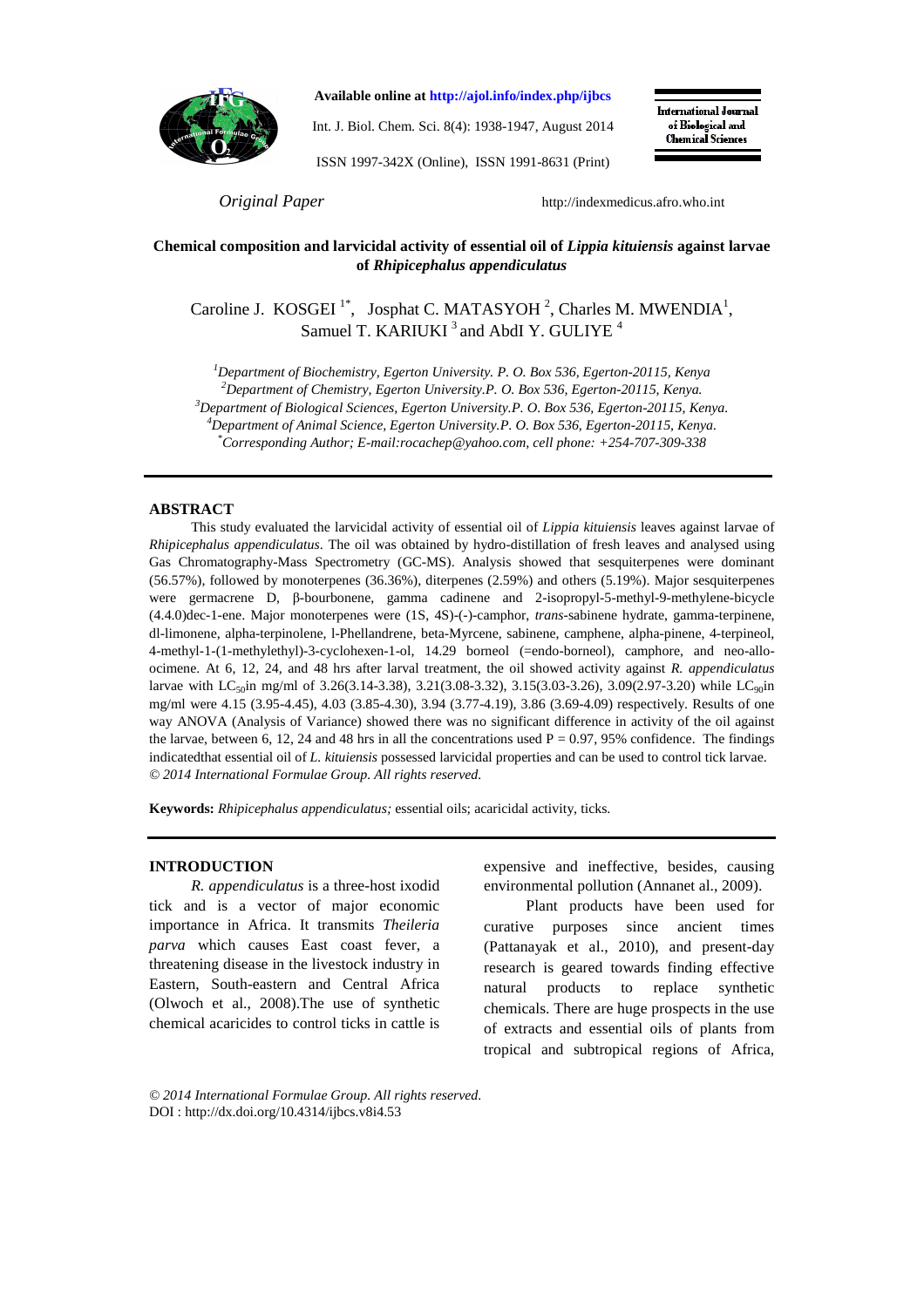*Original Paper*

# Chemical composition and larvicidal activity of essential oil of *Lippia kituiensis* against larvae of *Rhipicephalus appendiculatus*

Caroline J. KOSGEI [1*], Josphat C. MATASYOH [2], Charles M. MWENDIA[1], Samuel T. KARIUKI [3] and AbdI Y. GULIYE [4]

[1]Department of Biochemistry, Egerton University. P. O. Box 536, Egerton-20115, Kenya
[2]Department of Chemistry, Egerton University.P. O. Box 536, Egerton-20115, Kenya.
[3]Department of Biological Sciences, Egerton University.P. O. Box 536, Egerton-20115, Kenya.
[4]Department of Animal Science, Egerton University.P. O. Box 536, Egerton-20115, Kenya.
[*]Corresponding Author; E-mail:rocachep@yahoo.com, cell phone: +254-707-309-338

## ABSTRACT

This study evaluated the larvicidal activity of essential oil of *Lippia kituiensis* leaves against larvae of *Rhipicephalus appendiculatus*. The oil was obtained by hydro-distillation of fresh leaves and analysed using Gas Chromatography-Mass Spectrometry (GC-MS). Analysis showed that sesquiterpenes were dominant (56.57%), followed by monoterpenes (36.36%), diterpenes (2.59%) and others (5.19%). Major sesquiterpenes were germacrene D, β-bourbonene, gamma cadinene and 2-isopropyl-5-methyl-9-methylene-bicycle (4.4.0)dec-1-ene. Major monoterpenes were (1S, 4S)-(-)-camphor, *trans*-sabinene hydrate, gamma-terpinene, dl-limonene, alpha-terpinolene, l-Phellandrene, beta-Myrcene, sabinene, camphene, alpha-pinene, 4-terpineol, 4-methyl-1-(1-methylethyl)-3-cyclohexen-1-ol, 14.29 borneol (=endo-borneol), camphore, and neo-allo-ocimene. At 6, 12, 24, and 48 hrs after larval treatment, the oil showed activity against *R. appendiculatus* larvae with $LC_{50}$in mg/ml of 3.26(3.14-3.38), 3.21(3.08-3.32), 3.15(3.03-3.26), 3.09(2.97-3.20) while $LC_{90}$in mg/ml were 4.15 (3.95-4.45), 4.03 (3.85-4.30), 3.94 (3.77-4.19), 3.86 (3.69-4.09) respectively. Results of one way ANOVA (Analysis of Variance) showed there was no significant difference in activity of the oil against the larvae, between 6, 12, 24 and 48 hrs in all the concentrations used $P = 0.97$, 95% confidence. The findings indicatedthat essential oil of *L. kituiensis* possessed larvicidal properties and can be used to control tick larvae.
*© 2014 International Formulae Group. All rights reserved.*

**Keywords:** *Rhipicephalus appendiculatus;* essential oils; acaricidal activity, ticks.

## INTRODUCTION

*R. appendiculatus* is a three-host ixodid tick and is a vector of major economic importance in Africa. It transmits *Theileria parva* which causes East coast fever, a threatening disease in the livestock industry in Eastern, South-eastern and Central Africa (Olwoch et al., 2008).The use of synthetic chemical acaricides to control ticks in cattle is expensive and ineffective, besides, causing environmental pollution (Annanet al., 2009).

Plant products have been used for curative purposes since ancient times (Pattanayak et al., 2010), and present-day research is geared towards finding effective natural products to replace synthetic chemicals. There are huge prospects in the use of extracts and essential oils of plants from tropical and subtropical regions of Africa,

*© 2014 International Formulae Group. All rights reserved.*
DOI : http://dx.doi.org/10.4314/ijbcs.v8i4.53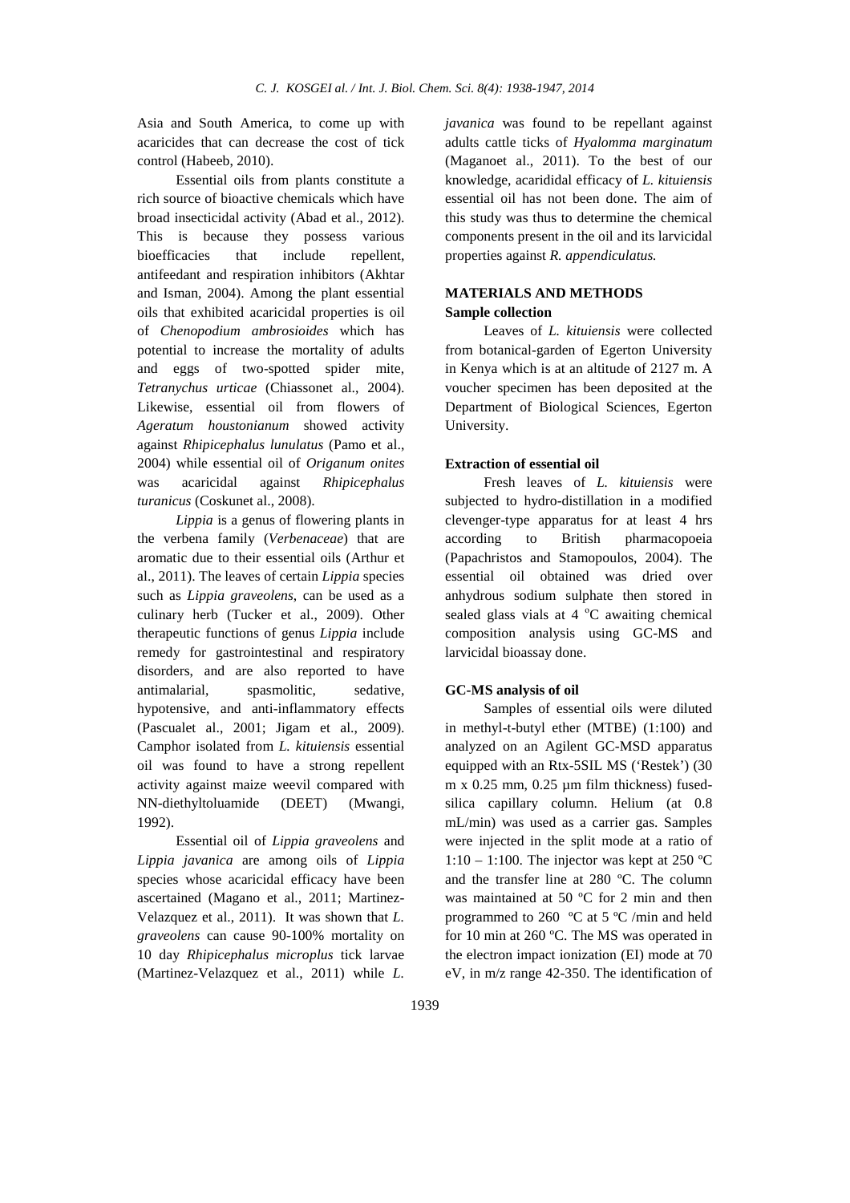Asia and South America, to come up with acaricides that can decrease the cost of tick control (Habeeb, 2010).

Essential oils from plants constitute a rich source of bioactive chemicals which have broad insecticidal activity (Abad et al., 2012). This is because they possess various bioefficacies that include repellent, antifeedant and respiration inhibitors (Akhtar and Isman, 2004). Among the plant essential oils that exhibited acaricidal properties is oil of *Chenopodium ambrosioides* which has potential to increase the mortality of adults and eggs of two-spotted spider mite, *Tetranychus urticae* (Chiassonet al., 2004). Likewise, essential oil from flowers of *Ageratum houstonianum* showed activity against *Rhipicephalus lunulatus* (Pamo et al., 2004) while essential oil of *Origanum onites* was acaricidal against *Rhipicephalus turanicus* (Coskunet al., 2008).

*Lippia* is a genus of flowering plants in the verbena family (*Verbenaceae*) that are aromatic due to their essential oils (Arthur et al., 2011). The leaves of certain *Lippia* species such as *Lippia graveolens*, can be used as a culinary herb (Tucker et al., 2009). Other therapeutic functions of genus *Lippia* include remedy for gastrointestinal and respiratory disorders, and are also reported to have antimalarial, spasmolitic, sedative, hypotensive, and anti-inflammatory effects (Pascualet al., 2001; Jigam et al., 2009). Camphor isolated from *L. kituiensis* essential oil was found to have a strong repellent activity against maize weevil compared with NN-diethyltoluamide (DEET) (Mwangi, 1992).

Essential oil of *Lippia graveolens* and *Lippia javanica* are among oils of *Lippia* species whose acaricidal efficacy have been ascertained (Magano et al., 2011; Martinez-Velazquez et al., 2011). It was shown that *L. graveolens* can cause 90-100% mortality on 10 day *Rhipicephalus microplus* tick larvae (Martinez-Velazquez et al., 2011) while *L. javanica* was found to be repellant against adults cattle ticks of *Hyalomma marginatum* (Maganoet al., 2011). To the best of our knowledge, acarididal efficacy of *L. kituiensis* essential oil has not been done. The aim of this study was thus to determine the chemical components present in the oil and its larvicidal properties against *R. appendiculatus.*

## MATERIALS AND METHODS

### Sample collection

Leaves of *L. kituiensis* were collected from botanical-garden of Egerton University in Kenya which is at an altitude of 2127 m. A voucher specimen has been deposited at the Department of Biological Sciences, Egerton University.

### Extraction of essential oil

Fresh leaves of *L. kituiensis* were subjected to hydro-distillation in a modified clevenger-type apparatus for at least 4 hrs according to British pharmacopoeia (Papachristos and Stamopoulos, 2004). The essential oil obtained was dried over anhydrous sodium sulphate then stored in sealed glass vials at 4 $^{o}$C awaiting chemical composition analysis using GC-MS and larvicidal bioassay done.

### GC-MS analysis of oil

Samples of essential oils were diluted in methyl-t-butyl ether (MTBE) (1:100) and analyzed on an Agilent GC-MSD apparatus equipped with an Rtx-5SIL MS ('Restek') (30 m x 0.25 mm, 0.25 µm film thickness) fused-silica capillary column. Helium (at 0.8 mL/min) was used as a carrier gas. Samples were injected in the split mode at a ratio of 1:10 – 1:100. The injector was kept at 250 ºC and the transfer line at 280 ºC. The column was maintained at 50 ºC for 2 min and then programmed to 260 ºC at 5 ºC /min and held for 10 min at 260 ºC. The MS was operated in the electron impact ionization (EI) mode at 70 eV, in m/z range 42-350. The identification of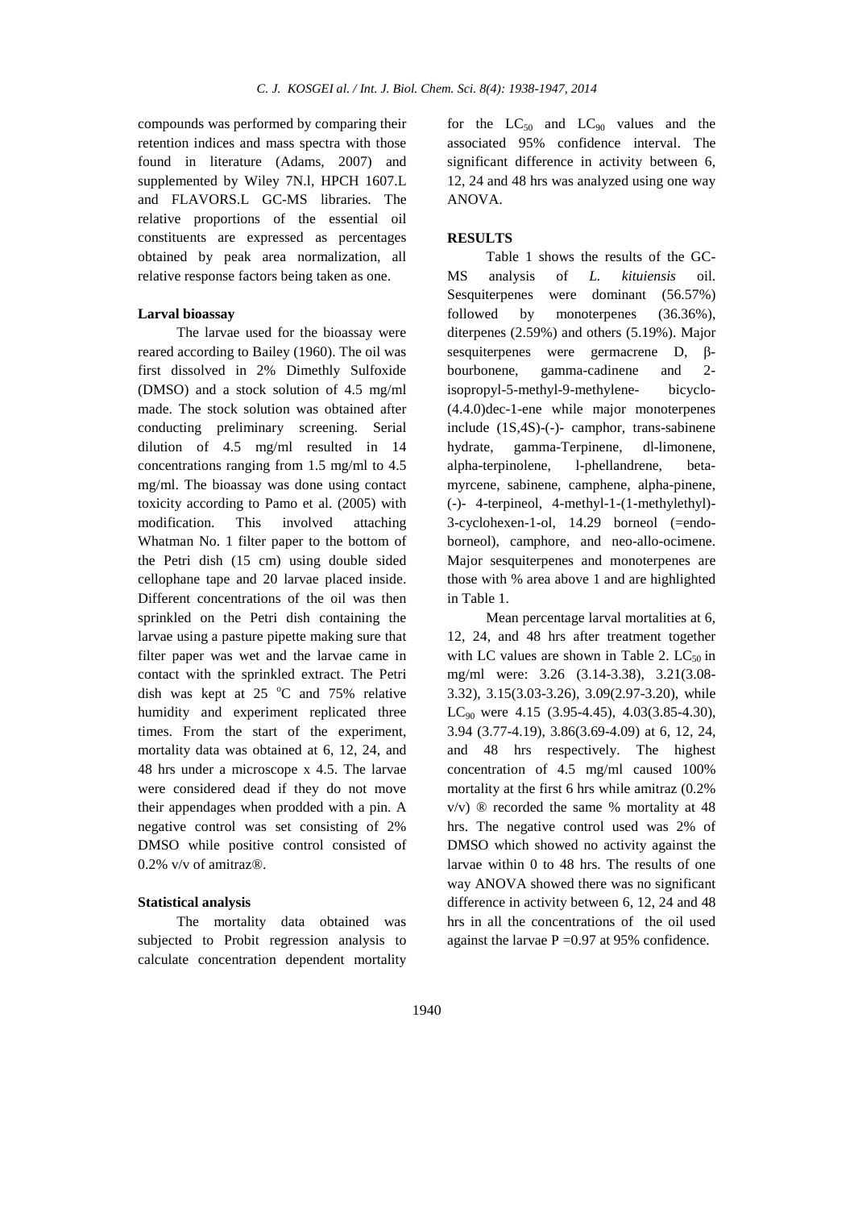compounds was performed by comparing their retention indices and mass spectra with those found in literature (Adams, 2007) and supplemented by Wiley 7N.l, HPCH 1607.L and FLAVORS.L GC-MS libraries. The relative proportions of the essential oil constituents are expressed as percentages obtained by peak area normalization, all relative response factors being taken as one.

**Larval bioassay**

The larvae used for the bioassay were reared according to Bailey (1960). The oil was first dissolved in 2% Dimethly Sulfoxide (DMSO) and a stock solution of 4.5 mg/ml made. The stock solution was obtained after conducting preliminary screening. Serial dilution of 4.5 mg/ml resulted in 14 concentrations ranging from 1.5 mg/ml to 4.5 mg/ml. The bioassay was done using contact toxicity according to Pamo et al. (2005) with modification. This involved attaching Whatman No. 1 filter paper to the bottom of the Petri dish (15 cm) using double sided cellophane tape and 20 larvae placed inside. Different concentrations of the oil was then sprinkled on the Petri dish containing the larvae using a pasture pipette making sure that filter paper was wet and the larvae came in contact with the sprinkled extract. The Petri dish was kept at 25 $^{o}$C and 75% relative humidity and experiment replicated three times. From the start of the experiment, mortality data was obtained at 6, 12, 24, and 48 hrs under a microscope x 4.5. The larvae were considered dead if they do not move their appendages when prodded with a pin. A negative control was set consisting of 2% DMSO while positive control consisted of 0.2% v/v of amitraz®.

**Statistical analysis**

The mortality data obtained was subjected to Probit regression analysis to calculate concentration dependent mortality for the $LC_{50}$ and $LC_{90}$ values and the associated 95% confidence interval. The significant difference in activity between 6, 12, 24 and 48 hrs was analyzed using one way ANOVA.

**RESULTS**

Table 1 shows the results of the GC-MS analysis of *L. kituiensis* oil. Sesquiterpenes were dominant (56.57%) followed by monoterpenes (36.36%), diterpenes (2.59%) and others (5.19%). Major sesquiterpenes were germacrene D, β-bourbonene, gamma-cadinene and 2-isopropyl-5-methyl-9-methylene- bicyclo-(4.4.0)dec-1-ene while major monoterpenes include (1S,4S)-(-)- camphor, trans-sabinene hydrate, gamma-Terpinene, dl-limonene, alpha-terpinolene, l-phellandrene, beta-myrcene, sabinene, camphene, alpha-pinene, (-)- 4-terpineol, 4-methyl-1-(1-methylethyl)-3-cyclohexen-1-ol, 14.29 borneol (=endo-borneol), camphore, and neo-allo-ocimene. Major sesquiterpenes and monoterpenes are those with % area above 1 and are highlighted in Table 1.

Mean percentage larval mortalities at 6, 12, 24, and 48 hrs after treatment together with LC values are shown in Table 2. $LC_{50}$ in mg/ml were: 3.26 (3.14-3.38), 3.21(3.08-3.32), 3.15(3.03-3.26), 3.09(2.97-3.20), while $LC_{90}$ were 4.15 (3.95-4.45), 4.03(3.85-4.30), 3.94 (3.77-4.19), 3.86(3.69-4.09) at 6, 12, 24, and 48 hrs respectively. The highest concentration of 4.5 mg/ml caused 100% mortality at the first 6 hrs while amitraz (0.2% v/v) ® recorded the same % mortality at 48 hrs. The negative control used was 2% of DMSO which showed no activity against the larvae within 0 to 48 hrs. The results of one way ANOVA showed there was no significant difference in activity between 6, 12, 24 and 48 hrs in all the concentrations of the oil used against the larvae $P = 0.97$ at 95% confidence.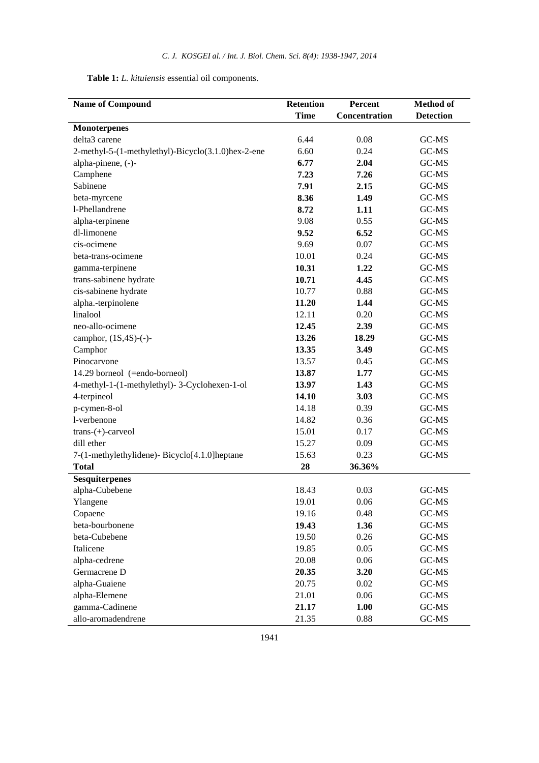**Table 1:** *L. kituiensis* essential oil components.

| Name of Compound | Retention Time | Percent Concentration | Method of Detection |
|---|---|---|---|
| **Monoterpenes** | | | |
| delta3 carene | 6.44 | 0.08 | GC-MS |
| 2-methyl-5-(1-methylethyl)-Bicyclo(3.1.0)hex-2-ene | 6.60 | 0.24 | GC-MS |
| alpha-pinene, (-)- | **6.77** | **2.04** | GC-MS |
| Camphene | **7.23** | **7.26** | GC-MS |
| Sabinene | **7.91** | **2.15** | GC-MS |
| beta-myrcene | **8.36** | **1.49** | GC-MS |
| l-Phellandrene | **8.72** | **1.11** | GC-MS |
| alpha-terpinene | 9.08 | 0.55 | GC-MS |
| dl-limonene | **9.52** | **6.52** | GC-MS |
| cis-ocimene | 9.69 | 0.07 | GC-MS |
| beta-trans-ocimene | 10.01 | 0.24 | GC-MS |
| gamma-terpinene | **10.31** | **1.22** | GC-MS |
| trans-sabinene hydrate | **10.71** | **4.45** | GC-MS |
| cis-sabinene hydrate | 10.77 | 0.88 | GC-MS |
| alpha.-terpinolene | **11.20** | **1.44** | GC-MS |
| linalool | 12.11 | 0.20 | GC-MS |
| neo-allo-ocimene | **12.45** | **2.39** | GC-MS |
| camphor, (1S,4S)-(-)- | **13.26** | **18.29** | GC-MS |
| Camphor | **13.35** | **3.49** | GC-MS |
| Pinocarvone | 13.57 | 0.45 | GC-MS |
| 14.29 borneol (=endo-borneol) | **13.87** | **1.77** | GC-MS |
| 4-methyl-1-(1-methylethyl)- 3-Cyclohexen-1-ol | **13.97** | **1.43** | GC-MS |
| 4-terpineol | **14.10** | **3.03** | GC-MS |
| p-cymen-8-ol | 14.18 | 0.39 | GC-MS |
| l-verbenone | 14.82 | 0.36 | GC-MS |
| trans-(+)-carveol | 15.01 | 0.17 | GC-MS |
| dill ether | 15.27 | 0.09 | GC-MS |
| 7-(1-methylethylidene)- Bicyclo[4.1.0]heptane | 15.63 | 0.23 | GC-MS |
| **Total** | **28** | **36.36%** | |
| **Sesquiterpenes** | | | |
| alpha-Cubebene | 18.43 | 0.03 | GC-MS |
| Ylangene | 19.01 | 0.06 | GC-MS |
| Copaene | 19.16 | 0.48 | GC-MS |
| beta-bourbonene | **19.43** | **1.36** | GC-MS |
| beta-Cubebene | 19.50 | 0.26 | GC-MS |
| Italicene | 19.85 | 0.05 | GC-MS |
| alpha-cedrene | 20.08 | 0.06 | GC-MS |
| Germacrene D | **20.35** | **3.20** | GC-MS |
| alpha-Guaiene | 20.75 | 0.02 | GC-MS |
| alpha-Elemene | 21.01 | 0.06 | GC-MS |
| gamma-Cadinene | **21.17** | **1.00** | GC-MS |
| allo-aromadendrene | 21.35 | 0.88 | GC-MS |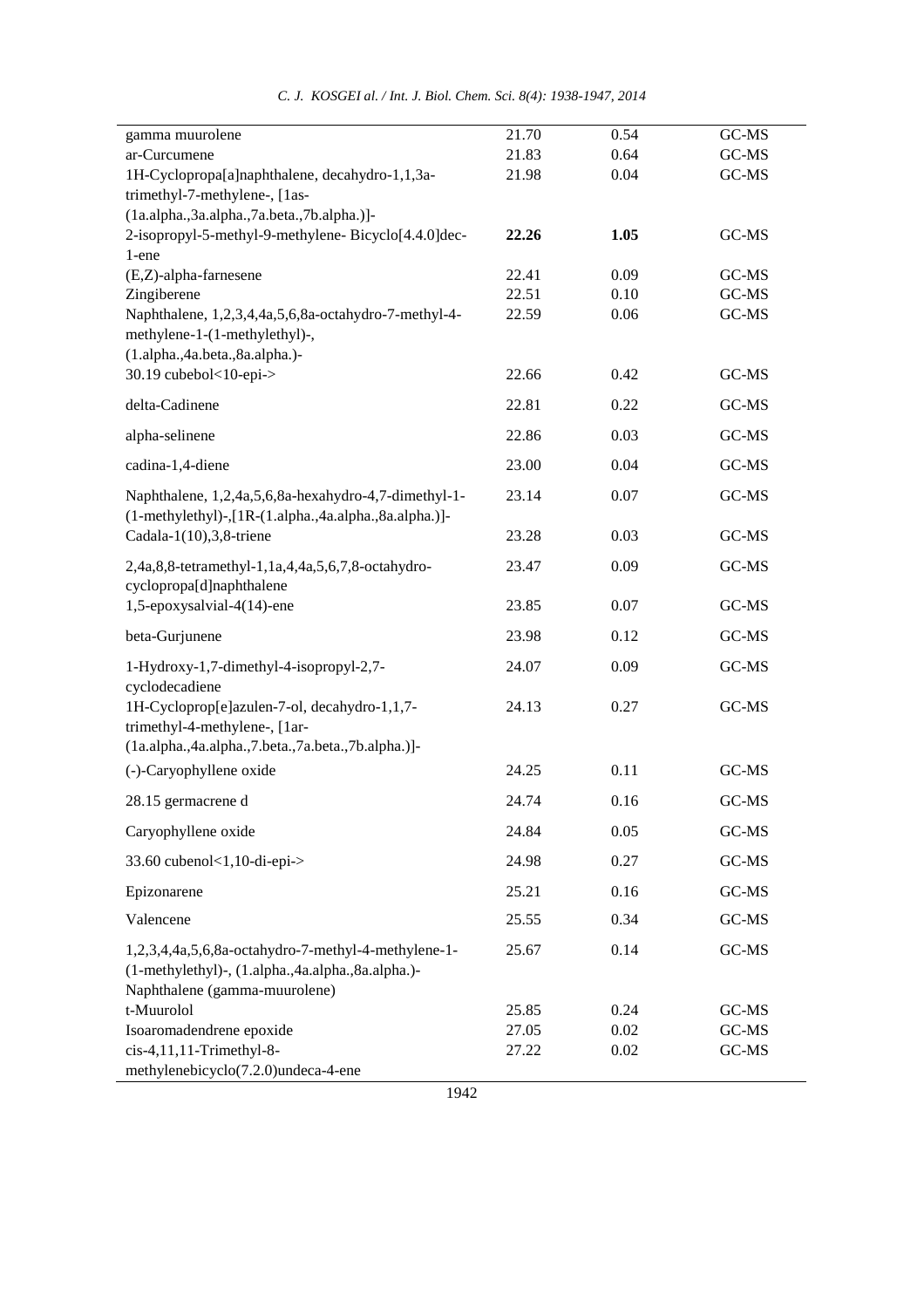| | | | |
|---|---|---|---|
| gamma muurolene | 21.70 | 0.54 | GC-MS |
| ar-Curcumene | 21.83 | 0.64 | GC-MS |
| 1H-Cyclopropa[a]naphthalene, decahydro-1,1,3a-trimethyl-7-methylene-, [1as-(1a.alpha.,3a.alpha.,7a.beta.,7b.alpha.)]- | 21.98 | 0.04 | GC-MS |
| 2-isopropyl-5-methyl-9-methylene- Bicyclo[4.4.0]dec-1-ene | **22.26** | **1.05** | GC-MS |
| (E,Z)-alpha-farnesene | 22.41 | 0.09 | GC-MS |
| Zingiberene | 22.51 | 0.10 | GC-MS |
| Naphthalene, 1,2,3,4,4a,5,6,8a-octahydro-7-methyl-4-methylene-1-(1-methylethyl)-, (1.alpha.,4a.beta.,8a.alpha.)- | 22.59 | 0.06 | GC-MS |
| 30.19 cubebol<10-epi-> | 22.66 | 0.42 | GC-MS |
| delta-Cadinene | 22.81 | 0.22 | GC-MS |
| alpha-selinene | 22.86 | 0.03 | GC-MS |
| cadina-1,4-diene | 23.00 | 0.04 | GC-MS |
| Naphthalene, 1,2,4a,5,6,8a-hexahydro-4,7-dimethyl-1-(1-methylethyl)-,[1R-(1.alpha.,4a.alpha.,8a.alpha.)]- | 23.14 | 0.07 | GC-MS |
| Cadala-1(10),3,8-triene | 23.28 | 0.03 | GC-MS |
| 2,4a,8,8-tetramethyl-1,1a,4,4a,5,6,7,8-octahydro-cyclopropa[d]naphthalene | 23.47 | 0.09 | GC-MS |
| 1,5-epoxysalvial-4(14)-ene | 23.85 | 0.07 | GC-MS |
| beta-Gurjunene | 23.98 | 0.12 | GC-MS |
| 1-Hydroxy-1,7-dimethyl-4-isopropyl-2,7-cyclodecadiene | 24.07 | 0.09 | GC-MS |
| 1H-Cycloprop[e]azulen-7-ol, decahydro-1,1,7-trimethyl-4-methylene-, [1ar-(1a.alpha.,4a.alpha.,7.beta.,7a.beta.,7b.alpha.)]- | 24.13 | 0.27 | GC-MS |
| (-)-Caryophyllene oxide | 24.25 | 0.11 | GC-MS |
| 28.15 germacrene d | 24.74 | 0.16 | GC-MS |
| Caryophyllene oxide | 24.84 | 0.05 | GC-MS |
| 33.60 cubenol<1,10-di-epi-> | 24.98 | 0.27 | GC-MS |
| Epizonarene | 25.21 | 0.16 | GC-MS |
| Valencene | 25.55 | 0.34 | GC-MS |
| 1,2,3,4,4a,5,6,8a-octahydro-7-methyl-4-methylene-1-(1-methylethyl)-, (1.alpha.,4a.alpha.,8a.alpha.)-Naphthalene (gamma-muurolene) | 25.67 | 0.14 | GC-MS |
| t-Muurolol | 25.85 | 0.24 | GC-MS |
| Isoaromadendrene epoxide | 27.05 | 0.02 | GC-MS |
| cis-4,11,11-Trimethyl-8-methylenebicyclo(7.2.0)undeca-4-ene | 27.22 | 0.02 | GC-MS |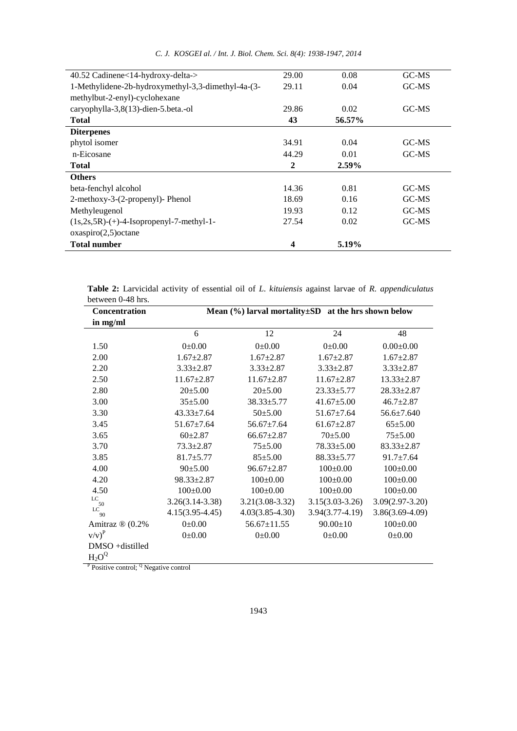| | | | |
|---|---|---|---|
| 40.52 Cadinene<14-hydroxy-delta-> | 29.00 | 0.08 | GC-MS |
| 1-Methylidene-2b-hydroxymethyl-3,3-dimethyl-4a-(3-methylbut-2-enyl)-cyclohexane | 29.11 | 0.04 | GC-MS |
| caryophylla-3,8(13)-dien-5.beta.-ol | 29.86 | 0.02 | GC-MS |
| **Total** | **43** | **56.57%** | |
| **Diterpenes** | | | |
| phytol isomer | 34.91 | 0.04 | GC-MS |
| n-Eicosane | 44.29 | 0.01 | GC-MS |
| **Total** | **2** | **2.59%** | |
| **Others** | | | |
| beta-fenchyl alcohol | 14.36 | 0.81 | GC-MS |
| 2-methoxy-3-(2-propenyl)- Phenol | 18.69 | 0.16 | GC-MS |
| Methyleugenol | 19.93 | 0.12 | GC-MS |
| (1s,2s,5R)-(+)-4-Isopropenyl-7-methyl-1-oxaspiro(2,5)octane | 27.54 | 0.02 | GC-MS |
| **Total number** | **4** | **5.19%** | |

**Table 2:** Larvicidal activity of essential oil of *L. kituiensis* against larvae of *R. appendiculatus* between 0-48 hrs.

| **Concentration in mg/ml** | **Mean (%) larval mortality±SD at the hrs shown below** | | | |
|---|---|---|---|---|
| | 6 | 12 | 24 | 48 |
| 1.50 | 0±0.00 | 0±0.00 | 0±0.00 | 0.00±0.00 |
| 2.00 | 1.67±2.87 | 1.67±2.87 | 1.67±2.87 | 1.67±2.87 |
| 2.20 | 3.33±2.87 | 3.33±2.87 | 3.33±2.87 | 3.33±2.87 |
| 2.50 | 11.67±2.87 | 11.67±2.87 | 11.67±2.87 | 13.33±2.87 |
| 2.80 | 20±5.00 | 20±5.00 | 23.33±5.77 | 28.33±2.87 |
| 3.00 | 35±5.00 | 38.33±5.77 | 41.67±5.00 | 46.7±2.87 |
| 3.30 | 43.33±7.64 | 50±5.00 | 51.67±7.64 | 56.6±7.640 |
| 3.45 | 51.67±7.64 | 56.67±7.64 | 61.67±2.87 | 65±5.00 |
| 3.65 | 60±2.87 | 66.67±2.87 | 70±5.00 | 75±5.00 |
| 3.70 | 73.3±2.87 | 75±5.00 | 78.33±5.00 | 83.33±2.87 |
| 3.85 | 81.7±5.77 | 85±5.00 | 88.33±5.77 | 91.7±7.64 |
| 4.00 | 90±5.00 | 96.67±2.87 | 100±0.00 | 100±0.00 |
| 4.20 | 98.33±2.87 | 100±0.00 | 100±0.00 | 100±0.00 |
| 4.50 | 100±0.00 | 100±0.00 | 100±0.00 | 100±0.00 |
| $LC_{50}$ | 3.26(3.14-3.38) | 3.21(3.08-3.32) | 3.15(3.03-3.26) | 3.09(2.97-3.20) |
| $LC_{90}$ | 4.15(3.95-4.45) | 4.03(3.85-4.30) | 3.94(3.77-4.19) | 3.86(3.69-4.09) |
| Amitraz ® (0.2% v/v)[P] | 0±0.00 | 56.67±11.55 | 90.00±10 | 100±0.00 |
| DMSO +distilled $H_2O$[Q] | 0±0.00 | 0±0.00 | 0±0.00 | 0±0.00 |

[P] Positive control; [Q] Negative control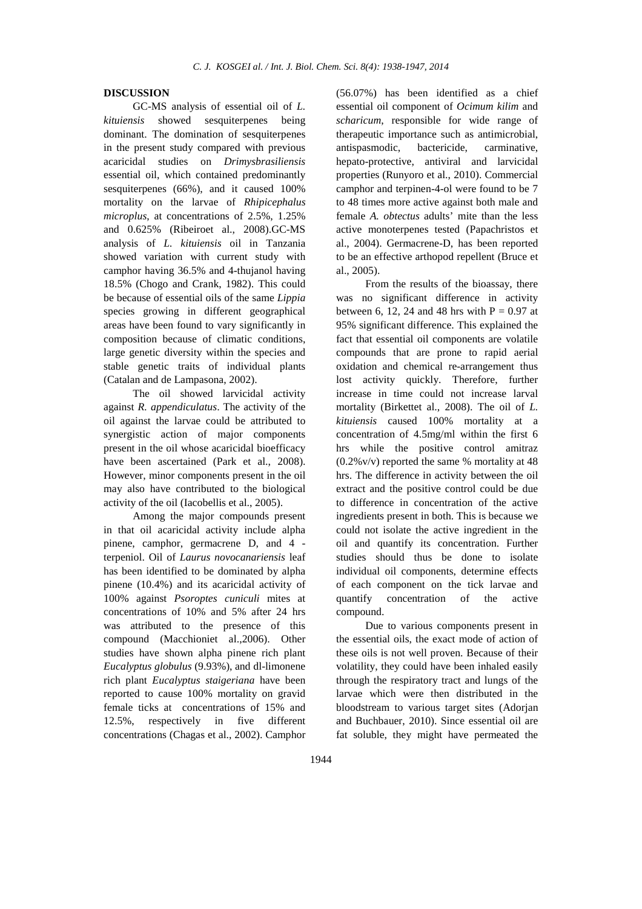## DISCUSSION

GC-MS analysis of essential oil of *L. kituiensis* showed sesquiterpenes being dominant. The domination of sesquiterpenes in the present study compared with previous acaricidal studies on *Drimysbrasiliensis* essential oil, which contained predominantly sesquiterpenes (66%), and it caused 100% mortality on the larvae of *Rhipicephalus microplus*, at concentrations of 2.5%, 1.25% and 0.625% (Ribeiroet al., 2008).GC-MS analysis of *L. kituiensis* oil in Tanzania showed variation with current study with camphor having 36.5% and 4-thujanol having 18.5% (Chogo and Crank, 1982). This could be because of essential oils of the same *Lippia* species growing in different geographical areas have been found to vary significantly in composition because of climatic conditions, large genetic diversity within the species and stable genetic traits of individual plants (Catalan and de Lampasona, 2002).

The oil showed larvicidal activity against *R. appendiculatus*. The activity of the oil against the larvae could be attributed to synergistic action of major components present in the oil whose acaricidal bioefficacy have been ascertained (Park et al., 2008). However, minor components present in the oil may also have contributed to the biological activity of the oil (Iacobellis et al., 2005).

Among the major compounds present in that oil acaricidal activity include alpha pinene, camphor, germacrene D, and 4 - terpeniol. Oil of *Laurus novocanariensis* leaf has been identified to be dominated by alpha pinene (10.4%) and its acaricidal activity of 100% against *Psoroptes cuniculi* mites at concentrations of 10% and 5% after 24 hrs was attributed to the presence of this compound (Macchioniet al.,2006). Other studies have shown alpha pinene rich plant *Eucalyptus globulus* (9.93%), and dl-limonene rich plant *Eucalyptus staigeriana* have been reported to cause 100% mortality on gravid female ticks at concentrations of 15% and 12.5%, respectively in five different concentrations (Chagas et al., 2002). Camphor (56.07%) has been identified as a chief essential oil component of *Ocimum kilim* and *scharicum*, responsible for wide range of therapeutic importance such as antimicrobial, antispasmodic, bactericide, carminative, hepato-protective, antiviral and larvicidal properties (Runyoro et al., 2010). Commercial camphor and terpinen-4-ol were found to be 7 to 48 times more active against both male and female *A. obtectus* adults' mite than the less active monoterpenes tested (Papachristos et al., 2004). Germacrene-D, has been reported to be an effective arthopod repellent (Bruce et al., 2005).

From the results of the bioassay, there was no significant difference in activity between 6, 12, 24 and 48 hrs with $P = 0.97$ at 95% significant difference. This explained the fact that essential oil components are volatile compounds that are prone to rapid aerial oxidation and chemical re-arrangement thus lost activity quickly. Therefore, further increase in time could not increase larval mortality (Birkettet al., 2008). The oil of *L. kituiensis* caused 100% mortality at a concentration of 4.5mg/ml within the first 6 hrs while the positive control amitraz (0.2%v/v) reported the same % mortality at 48 hrs. The difference in activity between the oil extract and the positive control could be due to difference in concentration of the active ingredients present in both. This is because we could not isolate the active ingredient in the oil and quantify its concentration. Further studies should thus be done to isolate individual oil components, determine effects of each component on the tick larvae and quantify concentration of the active compound.

Due to various components present in the essential oils, the exact mode of action of these oils is not well proven. Because of their volatility, they could have been inhaled easily through the respiratory tract and lungs of the larvae which were then distributed in the bloodstream to various target sites (Adorjan and Buchbauer, 2010). Since essential oil are fat soluble, they might have permeated the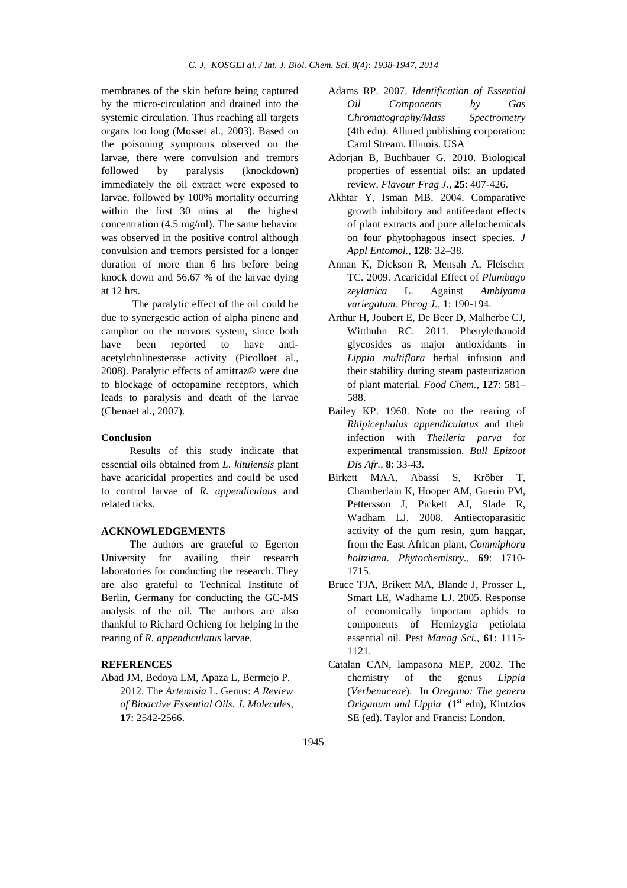membranes of the skin before being captured by the micro-circulation and drained into the systemic circulation. Thus reaching all targets organs too long (Mosset al., 2003). Based on the poisoning symptoms observed on the larvae, there were convulsion and tremors followed by paralysis (knockdown) immediately the oil extract were exposed to larvae, followed by 100% mortality occurring within the first 30 mins at the highest concentration (4.5 mg/ml). The same behavior was observed in the positive control although convulsion and tremors persisted for a longer duration of more than 6 hrs before being knock down and 56.67 % of the larvae dying at 12 hrs.

The paralytic effect of the oil could be due to synergestic action of alpha pinene and camphor on the nervous system, since both have been reported to have anti-acetylcholinesterase activity (Picolloet al., 2008). Paralytic effects of amitraz® were due to blockage of octopamine receptors, which leads to paralysis and death of the larvae (Chenaet al., 2007).

### Conclusion

Results of this study indicate that essential oils obtained from *L. kituiensis* plant have acaricidal properties and could be used to control larvae of *R. appendiculaus* and related ticks.

### ACKNOWLEDGEMENTS

The authors are grateful to Egerton University for availing their research laboratories for conducting the research. They are also grateful to Technical Institute of Berlin, Germany for conducting the GC-MS analysis of the oil. The authors are also thankful to Richard Ochieng for helping in the rearing of *R. appendiculatus* larvae.

### REFERENCES

Abad JM, Bedoya LM, Apaza L, Bermejo P. 2012. The *Artemisia* L. Genus: *A Review of Bioactive Essential Oils*. *J. Molecules*, **17**: 2542-2566.

Adams RP. 2007. *Identification of Essential Oil Components by Gas Chromatography/Mass Spectrometry* (4th edn). Allured publishing corporation: Carol Stream. Illinois. USA

Adorjan B, Buchbauer G. 2010. Biological properties of essential oils: an updated review. *Flavour Frag J*., **25**: 407-426.

Akhtar Y, Isman MB. 2004. Comparative growth inhibitory and antifeedant effects of plant extracts and pure allelochemicals on four phytophagous insect species. *J Appl Entomol.*, **128**: 32–38.

Annan K, Dickson R, Mensah A, Fleischer TC. 2009. Acaricidal Effect of *Plumbago zeylanica* L. Against *Amblyoma variegatum. Phcog J.*, **1**: 190-194.

Arthur H, Joubert E, De Beer D, Malherbe CJ, Witthuhn RC. 2011. Phenylethanoid glycosides as major antioxidants in *Lippia multiflora* herbal infusion and their stability during steam pasteurization of plant material*. Food Chem.*, **127**: 581–588.

Bailey KP. 1960. Note on the rearing of *Rhipicephalus appendiculatus* and their infection with *Theileria parva* for experimental transmission. *Bull Epizoot Dis Afr.*, **8**: 33-43.

Birkett MAA, Abassi S, Kröber T, Chamberlain K, Hooper AM, Guerin PM, Pettersson J, Pickett AJ, Slade R, Wadham LJ. 2008. Antiectoparasitic activity of the gum resin, gum haggar, from the East African plant, *Commiphora holtziana*. *Phytochemistry.*, **69**: 1710-1715.

Bruce TJA, Brikett MA, Blande J, Prosser L, Smart LE, Wadhame LJ. 2005. Response of economically important aphids to components of Hemizygia petiolata essential oil. Pest *Manag Sci.*, **61**: 1115-1121.

Catalan CAN, lampasona MEP. 2002. The chemistry of the genus *Lippia* (*Verbenaceae*). In *Oregano: The genera Origanum and Lippia* (1st edn), Kintzios SE (ed). Taylor and Francis: London.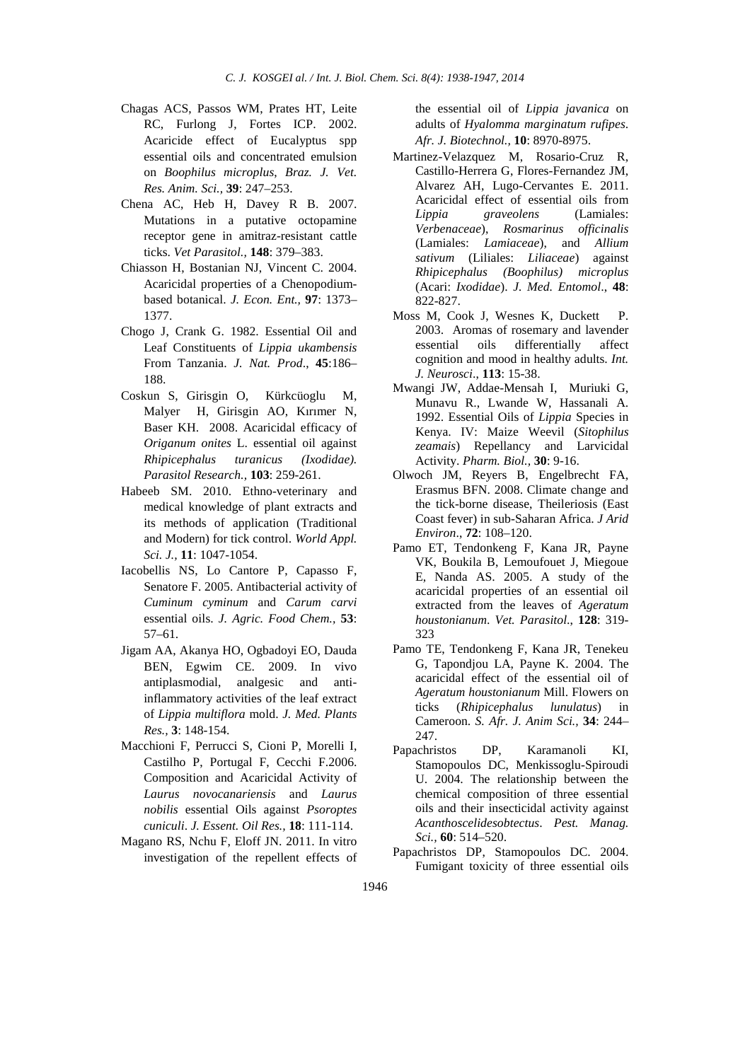Chagas ACS, Passos WM, Prates HT, Leite RC, Furlong J, Fortes ICP. 2002. Acaricide effect of Eucalyptus spp essential oils and concentrated emulsion on *Boophilus microplus*, *Braz. J. Vet. Res. Anim. Sci.,* **39**: 247–253.

Chena AC, Heb H, Davey R B. 2007. Mutations in a putative octopamine receptor gene in amitraz-resistant cattle ticks. *Vet Parasitol.,* **148**: 379–383.

Chiasson H, Bostanian NJ, Vincent C. 2004. Acaricidal properties of a Chenopodium-based botanical. *J. Econ. Ent.,* **97**: 1373–1377.

Chogo J, Crank G. 1982. Essential Oil and Leaf Constituents of *Lippia ukambensis* From Tanzania. *J. Nat. Prod*., **45**:186–188.

Coskun S, Girisgin O, Kürkcüoglu M, Malyer H, Girisgin AO, Kırımer N, Baser KH. 2008. Acaricidal efficacy of *Origanum onites* L. essential oil against *Rhipicephalus turanicus (Ixodidae). Parasitol Research.,* **103**: 259-261.

Habeeb SM. 2010. Ethno-veterinary and medical knowledge of plant extracts and its methods of application (Traditional and Modern) for tick control. *World Appl. Sci. J.,* **11**: 1047-1054.

Iacobellis NS, Lo Cantore P, Capasso F, Senatore F. 2005. Antibacterial activity of *Cuminum cyminum* and *Carum carvi* essential oils. *J. Agric. Food Chem.,* **53**: 57–61.

Jigam AA, Akanya HO, Ogbadoyi EO, Dauda BEN, Egwim CE. 2009. In vivo antiplasmodial, analgesic and anti-inflammatory activities of the leaf extract of *Lippia multiflora* mold. *J. Med. Plants Res.,* **3**: 148-154.

Macchioni F, Perrucci S, Cioni P, Morelli I, Castilho P, Portugal F, Cecchi F.2006. Composition and Acaricidal Activity of *Laurus novocanariensis* and *Laurus nobilis* essential Oils against *Psoroptes cuniculi*. *J. Essent. Oil Res.,* **18**: 111-114.

Magano RS, Nchu F, Eloff JN. 2011. In vitro investigation of the repellent effects of the essential oil of *Lippia javanica* on adults of *Hyalomma marginatum rufipes*. *Afr. J. Biotechnol.,* **10**: 8970-8975.

Martinez-Velazquez M, Rosario-Cruz R, Castillo-Herrera G, Flores-Fernandez JM, Alvarez AH, Lugo-Cervantes E. 2011. Acaricidal effect of essential oils from *Lippia graveolens* (Lamiales: *Verbenaceae*), *Rosmarinus officinalis* (Lamiales: *Lamiaceae*), and *Allium sativum* (Liliales: *Liliaceae*) against *Rhipicephalus (Boophilus) microplus* (Acari: *Ixodidae*). *J. Med. Entomol*., **48**: 822-827.

Moss M, Cook J, Wesnes K, Duckett P. 2003. Aromas of rosemary and lavender essential oils differentially affect cognition and mood in healthy adults. *Int. J. Neurosci*., **113**: 15-38.

Mwangi JW, Addae-Mensah I, Muriuki G, Munavu R., Lwande W, Hassanali A. 1992. Essential Oils of *Lippia* Species in Kenya. IV: Maize Weevil (*Sitophilus zeamais*) Repellancy and Larvicidal Activity. *Pharm. Biol.,* **30**: 9-16.

Olwoch JM, Reyers B, Engelbrecht FA, Erasmus BFN. 2008. Climate change and the tick-borne disease, Theileriosis (East Coast fever) in sub-Saharan Africa. *J Arid Environ*., **72**: 108–120.

Pamo ET, Tendonkeng F, Kana JR, Payne VK, Boukila B, Lemoufouet J, Miegoue E, Nanda AS. 2005. A study of the acaricidal properties of an essential oil extracted from the leaves of *Ageratum houstonianum*. *Vet. Parasitol*., **128**: 319-323

Pamo TE, Tendonkeng F, Kana JR, Tenekeu G, Tapondjou LA, Payne K. 2004. The acaricidal effect of the essential oil of *Ageratum houstonianum* Mill. Flowers on ticks (*Rhipicephalus lunulatus*) in Cameroon. *S. Afr. J. Anim Sci.,* **34**: 244–247.

Papachristos DP, Karamanoli KI, Stamopoulos DC, Menkissoglu-Spiroudi U. 2004. The relationship between the chemical composition of three essential oils and their insecticidal activity against *Acanthoscelidesobtectus*. *Pest. Manag. Sci.,* **60**: 514–520.

Papachristos DP, Stamopoulos DC. 2004. Fumigant toxicity of three essential oils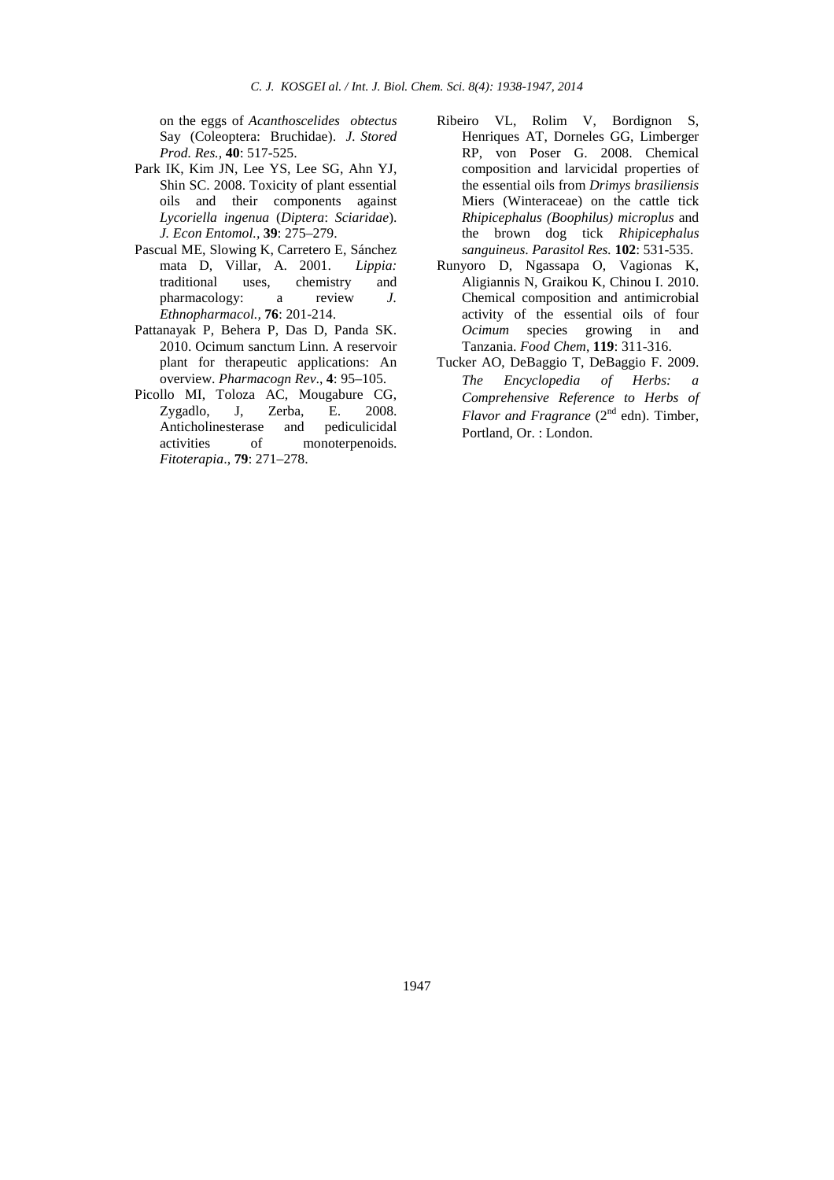on the eggs of *Acanthoscelides obtectus* Say (Coleoptera: Bruchidae). *J. Stored Prod. Res.,* **40**: 517-525.

Park IK, Kim JN, Lee YS, Lee SG, Ahn YJ, Shin SC. 2008. Toxicity of plant essential oils and their components against *Lycoriella ingenua* (*Diptera*: *Sciaridae*). *J. Econ Entomol.,* **39**: 275–279.

Pascual ME, Slowing K, Carretero E, Sánchez mata D, Villar, A. 2001. *Lippia:* traditional uses, chemistry and pharmacology: a review *J. Ethnopharmacol.,* **76**: 201-214.

Pattanayak P, Behera P, Das D, Panda SK. 2010. Ocimum sanctum Linn. A reservoir plant for therapeutic applications: An overview. *Pharmacogn Rev*., **4**: 95–105.

Picollo MI, Toloza AC, Mougabure CG, Zygadlo, J, Zerba, E. 2008. Anticholinesterase and pediculicidal activities of monoterpenoids. *Fitoterapia*., **79**: 271–278.

Ribeiro VL, Rolim V, Bordignon S, Henriques AT, Dorneles GG, Limberger RP, von Poser G. 2008. Chemical composition and larvicidal properties of the essential oils from *Drimys brasiliensis* Miers (Winteraceae) on the cattle tick *Rhipicephalus (Boophilus) microplus* and the brown dog tick *Rhipicephalus sanguineus*. *Parasitol Res.* **102**: 531-535.

Runyoro D, Ngassapa O, Vagionas K, Aligiannis N, Graikou K, Chinou I. 2010. Chemical composition and antimicrobial activity of the essential oils of four *Ocimum* species growing in and Tanzania. *Food Chem*, **119**: 311-316.

Tucker AO, DeBaggio T, DeBaggio F. 2009. *The Encyclopedia of Herbs: a Comprehensive Reference to Herbs of Flavor and Fragrance* (2nd edn). Timber, Portland, Or. : London.